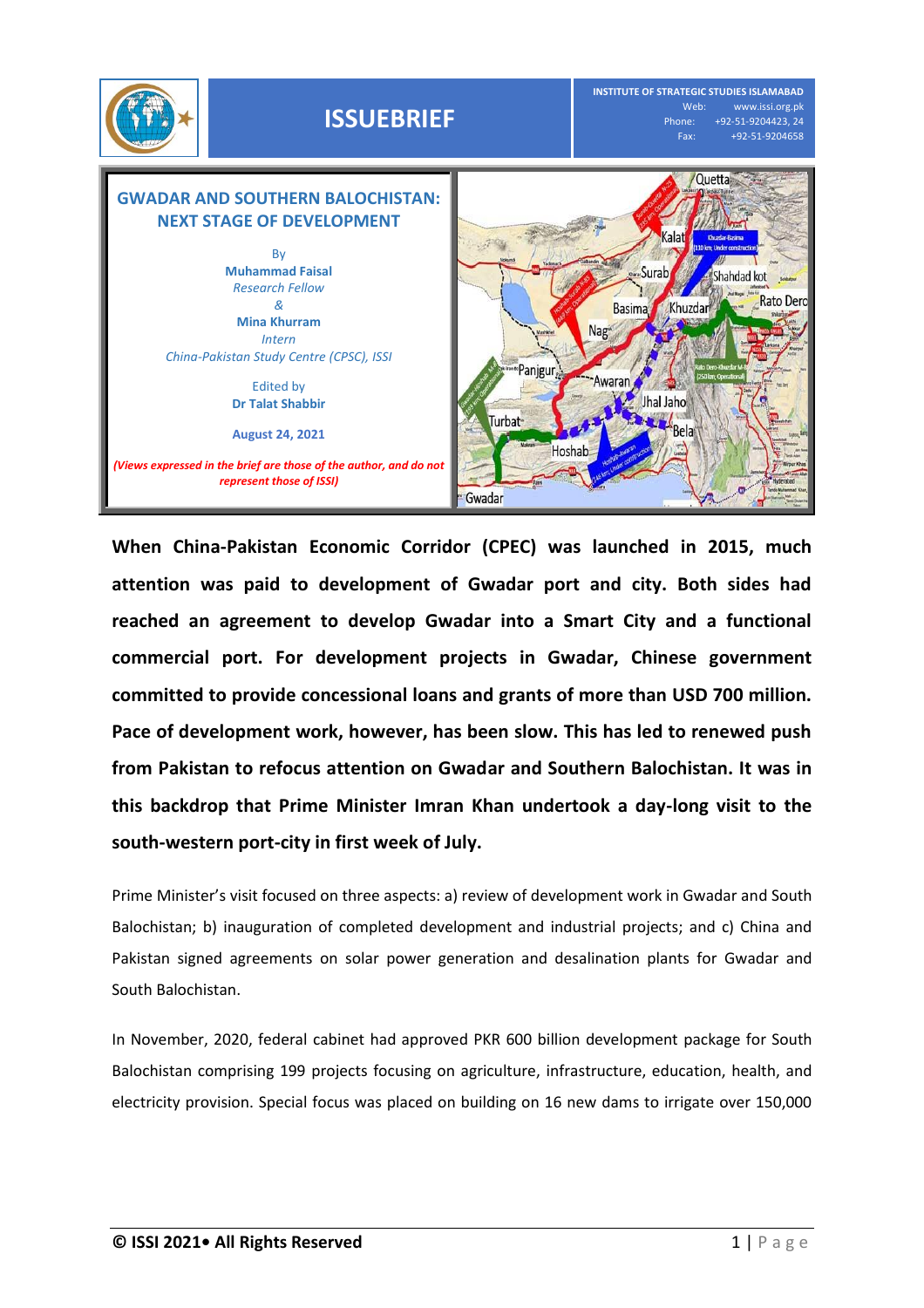ISSUEBRIEF

INSTITUTE OF STRATEGIC STUDIES ISLAMABAD
Web: www.issi.org.pk
Phone: +92-51-9204423, 24
Fax: +92-51-9204658

# GWADAR AND SOUTHERN BALOCHISTAN: NEXT STAGE OF DEVELOPMENT

By
**Muhammad Faisal**
*Research Fellow*
&
**Mina Khurram**
*Intern*
*China-Pakistan Study Centre (CPSC), ISSI*

Edited by
**Dr Talat Shabbir**

**August 24, 2021**

***(Views expressed in the brief are those of the author, and do not represent those of ISSI)***

**When China-Pakistan Economic Corridor (CPEC) was launched in 2015, much attention was paid to development of Gwadar port and city. Both sides had reached an agreement to develop Gwadar into a Smart City and a functional commercial port. For development projects in Gwadar, Chinese government committed to provide concessional loans and grants of more than USD 700 million. Pace of development work, however, has been slow. This has led to renewed push from Pakistan to refocus attention on Gwadar and Southern Balochistan. It was in this backdrop that Prime Minister Imran Khan undertook a day-long visit to the south-western port-city in first week of July.**

Prime Minister's visit focused on three aspects: a) review of development work in Gwadar and South Balochistan; b) inauguration of completed development and industrial projects; and c) China and Pakistan signed agreements on solar power generation and desalination plants for Gwadar and South Balochistan.

In November, 2020, federal cabinet had approved PKR 600 billion development package for South Balochistan comprising 199 projects focusing on agriculture, infrastructure, education, health, and electricity provision. Special focus was placed on building on 16 new dams to irrigate over 150,000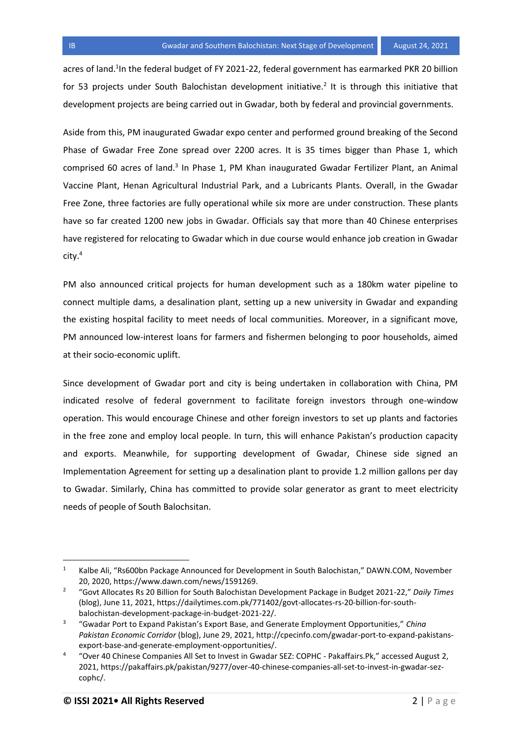acres of land.[1]In the federal budget of FY 2021-22, federal government has earmarked PKR 20 billion for 53 projects under South Balochistan development initiative.[2] It is through this initiative that development projects are being carried out in Gwadar, both by federal and provincial governments.

Aside from this, PM inaugurated Gwadar expo center and performed ground breaking of the Second Phase of Gwadar Free Zone spread over 2200 acres. It is 35 times bigger than Phase 1, which comprised 60 acres of land.[3] In Phase 1, PM Khan inaugurated Gwadar Fertilizer Plant, an Animal Vaccine Plant, Henan Agricultural Industrial Park, and a Lubricants Plants. Overall, in the Gwadar Free Zone, three factories are fully operational while six more are under construction. These plants have so far created 1200 new jobs in Gwadar. Officials say that more than 40 Chinese enterprises have registered for relocating to Gwadar which in due course would enhance job creation in Gwadar city.[4]

PM also announced critical projects for human development such as a 180km water pipeline to connect multiple dams, a desalination plant, setting up a new university in Gwadar and expanding the existing hospital facility to meet needs of local communities. Moreover, in a significant move, PM announced low-interest loans for farmers and fishermen belonging to poor households, aimed at their socio-economic uplift.

Since development of Gwadar port and city is being undertaken in collaboration with China, PM indicated resolve of federal government to facilitate foreign investors through one-window operation. This would encourage Chinese and other foreign investors to set up plants and factories in the free zone and employ local people. In turn, this will enhance Pakistan's production capacity and exports. Meanwhile, for supporting development of Gwadar, Chinese side signed an Implementation Agreement for setting up a desalination plant to provide 1.2 million gallons per day to Gwadar. Similarly, China has committed to provide solar generator as grant to meet electricity needs of people of South Balochsitan.

---

[1] Kalbe Ali, "Rs600bn Package Announced for Development in South Balochistan," DAWN.COM, November 20, 2020, https://www.dawn.com/news/1591269.

[2] "Govt Allocates Rs 20 Billion for South Balochistan Development Package in Budget 2021-22," *Daily Times* (blog), June 11, 2021, https://dailytimes.com.pk/771402/govt-allocates-rs-20-billion-for-south-balochistan-development-package-in-budget-2021-22/.

[3] "Gwadar Port to Expand Pakistan's Export Base, and Generate Employment Opportunities," *China Pakistan Economic Corridor* (blog), June 29, 2021, http://cpecinfo.com/gwadar-port-to-expand-pakistans-export-base-and-generate-employment-opportunities/.

[4] "Over 40 Chinese Companies All Set to Invest in Gwadar SEZ: COPHC - Pakaffairs.Pk," accessed August 2, 2021, https://pakaffairs.pk/pakistan/9277/over-40-chinese-companies-all-set-to-invest-in-gwadar-sez-cophc/.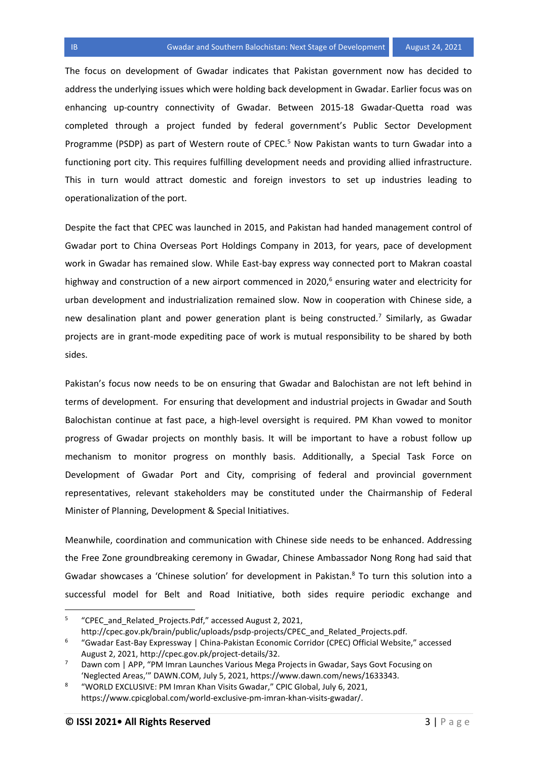The focus on development of Gwadar indicates that Pakistan government now has decided to address the underlying issues which were holding back development in Gwadar. Earlier focus was on enhancing up-country connectivity of Gwadar. Between 2015-18 Gwadar-Quetta road was completed through a project funded by federal government's Public Sector Development Programme (PSDP) as part of Western route of CPEC.[5] Now Pakistan wants to turn Gwadar into a functioning port city. This requires fulfilling development needs and providing allied infrastructure. This in turn would attract domestic and foreign investors to set up industries leading to operationalization of the port.

Despite the fact that CPEC was launched in 2015, and Pakistan had handed management control of Gwadar port to China Overseas Port Holdings Company in 2013, for years, pace of development work in Gwadar has remained slow. While East-bay express way connected port to Makran coastal highway and construction of a new airport commenced in 2020,[6] ensuring water and electricity for urban development and industrialization remained slow. Now in cooperation with Chinese side, a new desalination plant and power generation plant is being constructed.[7] Similarly, as Gwadar projects are in grant-mode expediting pace of work is mutual responsibility to be shared by both sides.

Pakistan's focus now needs to be on ensuring that Gwadar and Balochistan are not left behind in terms of development. For ensuring that development and industrial projects in Gwadar and South Balochistan continue at fast pace, a high-level oversight is required. PM Khan vowed to monitor progress of Gwadar projects on monthly basis. It will be important to have a robust follow up mechanism to monitor progress on monthly basis. Additionally, a Special Task Force on Development of Gwadar Port and City, comprising of federal and provincial government representatives, relevant stakeholders may be constituted under the Chairmanship of Federal Minister of Planning, Development & Special Initiatives.

Meanwhile, coordination and communication with Chinese side needs to be enhanced. Addressing the Free Zone groundbreaking ceremony in Gwadar, Chinese Ambassador Nong Rong had said that Gwadar showcases a 'Chinese solution' for development in Pakistan.[8] To turn this solution into a successful model for Belt and Road Initiative, both sides require periodic exchange and

---

[5] "CPEC_and_Related_Projects.Pdf," accessed August 2, 2021, http://cpec.gov.pk/brain/public/uploads/psdp-projects/CPEC_and_Related_Projects.pdf.

[6] "Gwadar East-Bay Expressway | China-Pakistan Economic Corridor (CPEC) Official Website," accessed August 2, 2021, http://cpec.gov.pk/project-details/32.

[7] Dawn com | APP, "PM Imran Launches Various Mega Projects in Gwadar, Says Govt Focusing on 'Neglected Areas,'" DAWN.COM, July 5, 2021, https://www.dawn.com/news/1633343.

[8] "WORLD EXCLUSIVE: PM Imran Khan Visits Gwadar," CPIC Global, July 6, 2021, https://www.cpicglobal.com/world-exclusive-pm-imran-khan-visits-gwadar/.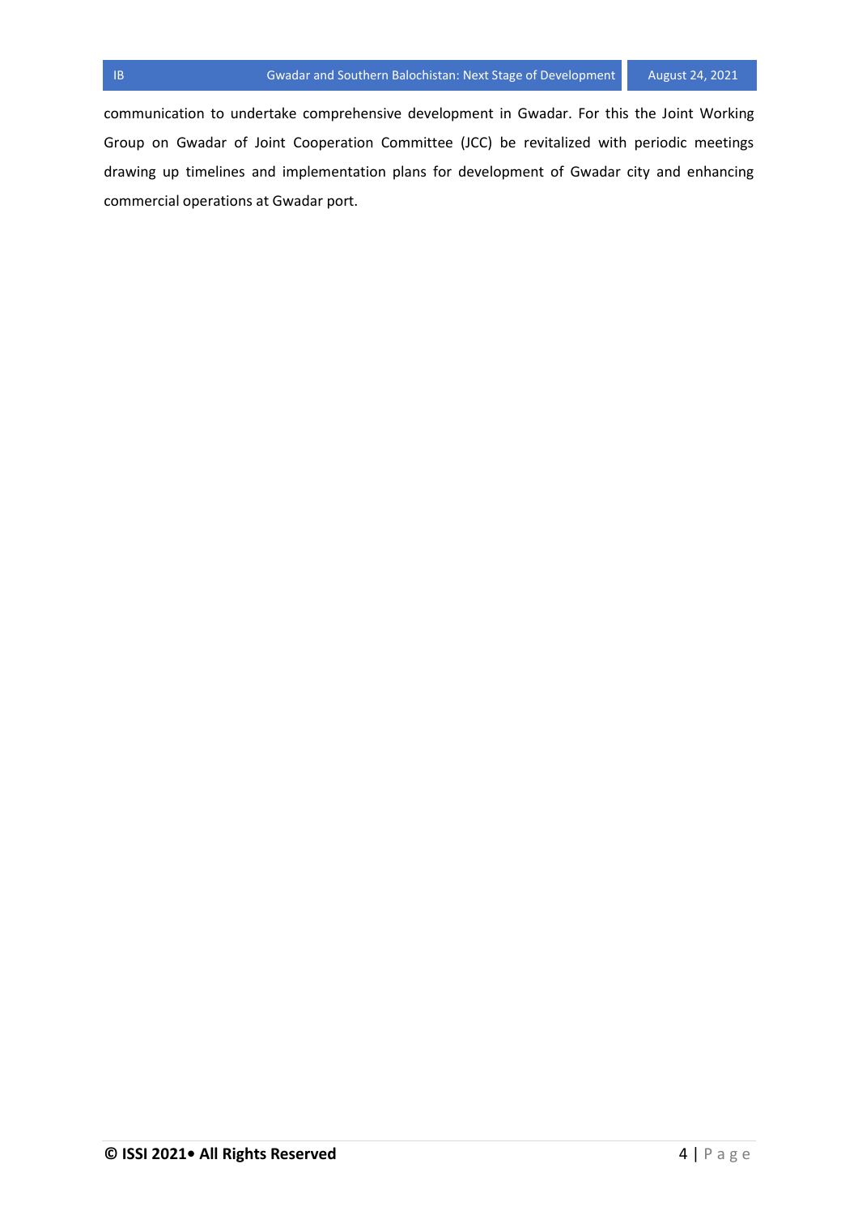communication to undertake comprehensive development in Gwadar. For this the Joint Working Group on Gwadar of Joint Cooperation Committee (JCC) be revitalized with periodic meetings drawing up timelines and implementation plans for development of Gwadar city and enhancing commercial operations at Gwadar port.